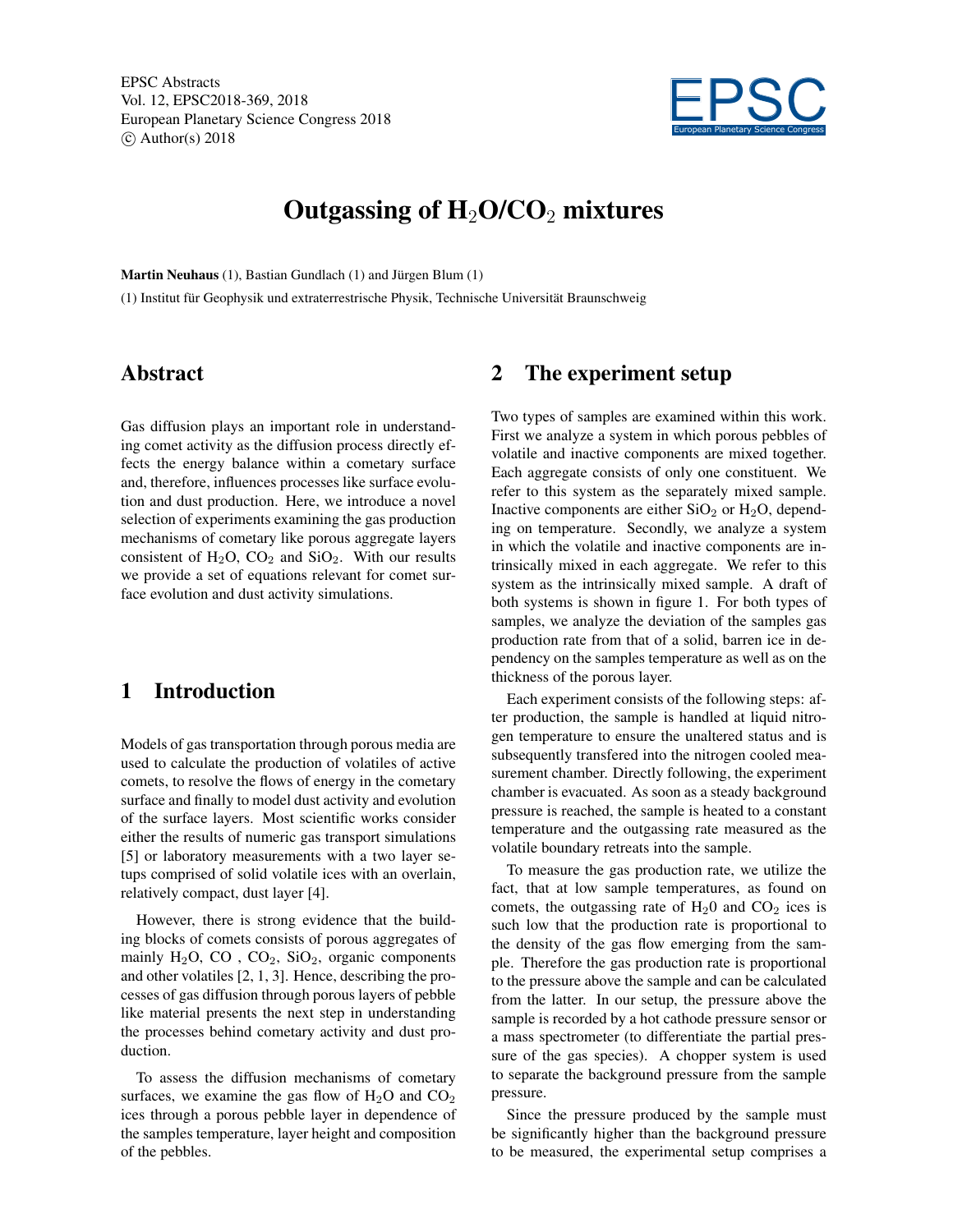# Outgassing of $H_2O/CO_2$ mixtures

**Martin Neuhaus** (1), Bastian Gundlach (1) and Jürgen Blum (1)

(1) Institut für Geophysik und extraterrestrische Physik, Technische Universität Braunschweig

## Abstract

Gas diffusion plays an important role in understanding comet activity as the diffusion process directly effects the energy balance within a cometary surface and, therefore, influences processes like surface evolution and dust production. Here, we introduce a novel selection of experiments examining the gas production mechanisms of cometary like porous aggregate layers consistent of $H_2O$, $CO_2$ and $SiO_2$. With our results we provide a set of equations relevant for comet surface evolution and dust activity simulations.

## 1 Introduction

Models of gas transportation through porous media are used to calculate the production of volatiles of active comets, to resolve the flows of energy in the cometary surface and finally to model dust activity and evolution of the surface layers. Most scientific works consider either the results of numeric gas transport simulations [5] or laboratory measurements with a two layer setups comprised of solid volatile ices with an overlain, relatively compact, dust layer [4].

However, there is strong evidence that the building blocks of comets consists of porous aggregates of mainly $H_2O$, CO , $CO_2$, $SiO_2$, organic components and other volatiles [2, 1, 3]. Hence, describing the processes of gas diffusion through porous layers of pebble like material presents the next step in understanding the processes behind cometary activity and dust production.

To assess the diffusion mechanisms of cometary surfaces, we examine the gas flow of $H_2O$ and $CO_2$ ices through a porous pebble layer in dependence of the samples temperature, layer height and composition of the pebbles.

## 2 The experiment setup

Two types of samples are examined within this work. First we analyze a system in which porous pebbles of volatile and inactive components are mixed together. Each aggregate consists of only one constituent. We refer to this system as the separately mixed sample. Inactive components are either $SiO_2$ or $H_2O$, depending on temperature. Secondly, we analyze a system in which the volatile and inactive components are intrinsically mixed in each aggregate. We refer to this system as the intrinsically mixed sample. A draft of both systems is shown in figure 1. For both types of samples, we analyze the deviation of the samples gas production rate from that of a solid, barren ice in dependency on the samples temperature as well as on the thickness of the porous layer.

Each experiment consists of the following steps: after production, the sample is handled at liquid nitrogen temperature to ensure the unaltered status and is subsequently transfered into the nitrogen cooled measurement chamber. Directly following, the experiment chamber is evacuated. As soon as a steady background pressure is reached, the sample is heated to a constant temperature and the outgassing rate measured as the volatile boundary retreats into the sample.

To measure the gas production rate, we utilize the fact, that at low sample temperatures, as found on comets, the outgassing rate of $H_20$ and $CO_2$ ices is such low that the production rate is proportional to the density of the gas flow emerging from the sample. Therefore the gas production rate is proportional to the pressure above the sample and can be calculated from the latter. In our setup, the pressure above the sample is recorded by a hot cathode pressure sensor or a mass spectrometer (to differentiate the partial pressure of the gas species). A chopper system is used to separate the background pressure from the sample pressure.

Since the pressure produced by the sample must be significantly higher than the background pressure to be measured, the experimental setup comprises a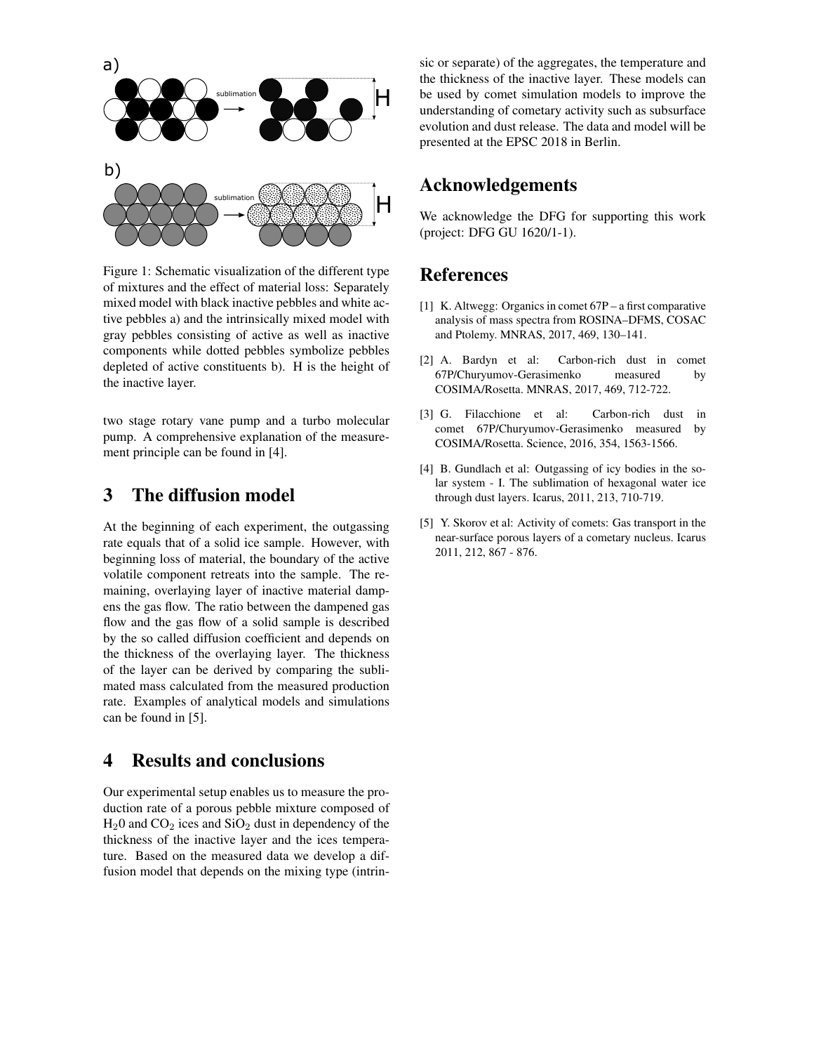a)

sublimation

H

b)

sublimation

H

Figure 1: Schematic visualization of the different type of mixtures and the effect of material loss: Separately mixed model with black inactive pebbles and white active pebbles a) and the intrinsically mixed model with gray pebbles consisting of active as well as inactive components while dotted pebbles symbolize pebbles depleted of active constituents b). H is the height of the inactive layer.

two stage rotary vane pump and a turbo molecular pump. A comprehensive explanation of the measurement principle can be found in [4].

## 3 The diffusion model

At the beginning of each experiment, the outgassing rate equals that of a solid ice sample. However, with beginning loss of material, the boundary of the active volatile component retreats into the sample. The remaining, overlaying layer of inactive material dampens the gas flow. The ratio between the dampened gas flow and the gas flow of a solid sample is described by the so called diffusion coefficient and depends on the thickness of the overlaying layer. The thickness of the layer can be derived by comparing the sublimated mass calculated from the measured production rate. Examples of analytical models and simulations can be found in [5].

## 4 Results and conclusions

Our experimental setup enables us to measure the production rate of a porous pebble mixture composed of $H_20$ and $CO_2$ ices and $SiO_2$ dust in dependency of the thickness of the inactive layer and the ices temperature. Based on the measured data we develop a diffusion model that depends on the mixing type (intrinsic or separate) of the aggregates, the temperature and the thickness of the inactive layer. These models can be used by comet simulation models to improve the understanding of cometary activity such as subsurface evolution and dust release. The data and model will be presented at the EPSC 2018 in Berlin.

## Acknowledgements

We acknowledge the DFG for supporting this work (project: DFG GU 1620/1-1).

## References

[1] K. Altwegg: Organics in comet 67P – a first comparative analysis of mass spectra from ROSINA–DFMS, COSAC and Ptolemy. MNRAS, 2017, 469, 130–141.

[2] A. Bardyn et al: Carbon-rich dust in comet 67P/Churyumov-Gerasimenko measured by COSIMA/Rosetta. MNRAS, 2017, 469, 712-722.

[3] G. Filacchione et al: Carbon-rich dust in comet 67P/Churyumov-Gerasimenko measured by COSIMA/Rosetta. Science, 2016, 354, 1563-1566.

[4] B. Gundlach et al: Outgassing of icy bodies in the solar system - I. The sublimation of hexagonal water ice through dust layers. Icarus, 2011, 213, 710-719.

[5] Y. Skorov et al: Activity of comets: Gas transport in the near-surface porous layers of a cometary nucleus. Icarus 2011, 212, 867 - 876.